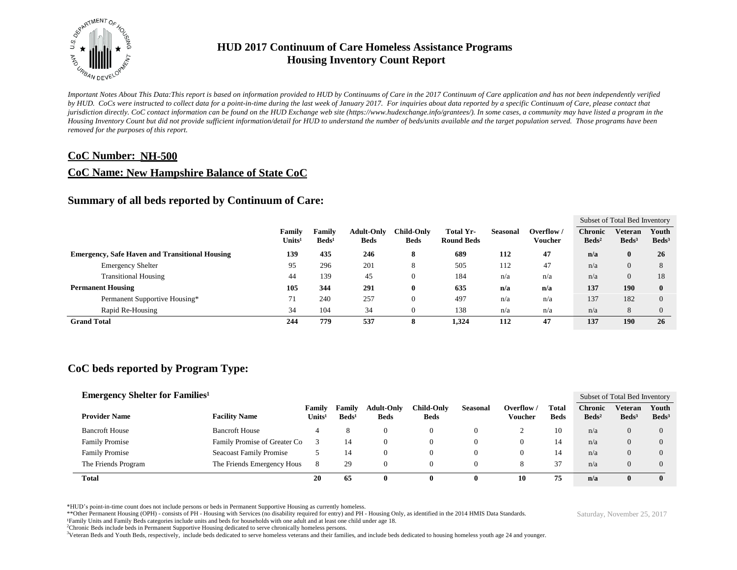# HUD 2017 Continuum of Care Homeless Assistance Programs
# Housing Inventory Count Report

*Important Notes About This Data:This report is based on information provided to HUD by Continuums of Care in the 2017 Continuum of Care application and has not been independently verified by HUD. CoCs were instructed to collect data for a point-in-time during the last week of January 2017. For inquiries about data reported by a specific Continuum of Care, please contact that jurisdiction directly. CoC contact information can be found on the HUD Exchange web site (https://www.hudexchange.info/grantees/). In some cases, a community may have listed a program in the Housing Inventory Count but did not provide sufficient information/detail for HUD to understand the number of beds/units available and the target population served. Those programs have been removed for the purposes of this report.*

## CoC Number: NH-500

## CoC Name: New Hampshire Balance of State CoC

## Summary of all beds reported by Continuum of Care:

| | Family Units[1] | Family Beds[1] | Adult-Only Beds | Child-Only Beds | Total Yr-Round Beds | Seasonal | Overflow / Voucher | Subset of Total Bed Inventory: Chronic Beds[2] | Veteran Beds[3] | Youth Beds[3] |
|---|---|---|---|---|---|---|---|---|---|---|
| **Emergency, Safe Haven and Transitional Housing** | **139** | **435** | **246** | **8** | **689** | **112** | **47** | **n/a** | **0** | **26** |
| Emergency Shelter | 95 | 296 | 201 | 8 | 505 | 112 | 47 | n/a | 0 | 8 |
| Transitional Housing | 44 | 139 | 45 | 0 | 184 | n/a | n/a | n/a | 0 | 18 |
| **Permanent Housing** | **105** | **344** | **291** | **0** | **635** | **n/a** | **n/a** | **137** | **190** | **0** |
| Permanent Supportive Housing* | 71 | 240 | 257 | 0 | 497 | n/a | n/a | 137 | 182 | 0 |
| Rapid Re-Housing | 34 | 104 | 34 | 0 | 138 | n/a | n/a | n/a | 8 | 0 |
| **Grand Total** | **244** | **779** | **537** | **8** | **1,324** | **112** | **47** | **137** | **190** | **26** |

## CoC beds reported by Program Type:

### Emergency Shelter for Families[1]

| Provider Name | Facility Name | Family Units[1] | Family Beds[1] | Adult-Only Beds | Child-Only Beds | Seasonal | Overflow / Voucher | Total Beds | Subset of Total Bed Inventory: Chronic Beds[2] | Veteran Beds[3] | Youth Beds[3] |
|---|---|---|---|---|---|---|---|---|---|---|---|
| Bancroft House | Bancroft House | 4 | 8 | 0 | 0 | 0 | 2 | 10 | n/a | 0 | 0 |
| Family Promise | Family Promise of Greater Co | 3 | 14 | 0 | 0 | 0 | 0 | 14 | n/a | 0 | 0 |
| Family Promise | Seacoast Family Promise | 5 | 14 | 0 | 0 | 0 | 0 | 14 | n/a | 0 | 0 |
| The Friends Program | The Friends Emergency Hous | 8 | 29 | 0 | 0 | 0 | 8 | 37 | n/a | 0 | 0 |
| **Total** | | **20** | **65** | **0** | **0** | **0** | **10** | **75** | **n/a** | **0** | **0** |

*HUD's point-in-time count does not include persons or beds in Permanent Supportive Housing as currently homeless.
**Other Permanent Housing (OPH) - consists of PH - Housing with Services (no disability required for entry) and PH - Housing Only, as identified in the 2014 HMIS Data Standards.
[1]Family Units and Family Beds categories include units and beds for households with one adult and at least one child under age 18.
[2]Chronic Beds include beds in Permanent Supportive Housing dedicated to serve chronically homeless persons.
[3]Veteran Beds and Youth Beds, respectively, include beds dedicated to serve homeless veterans and their families, and include beds dedicated to housing homeless youth age 24 and younger.

Saturday, November 25, 2017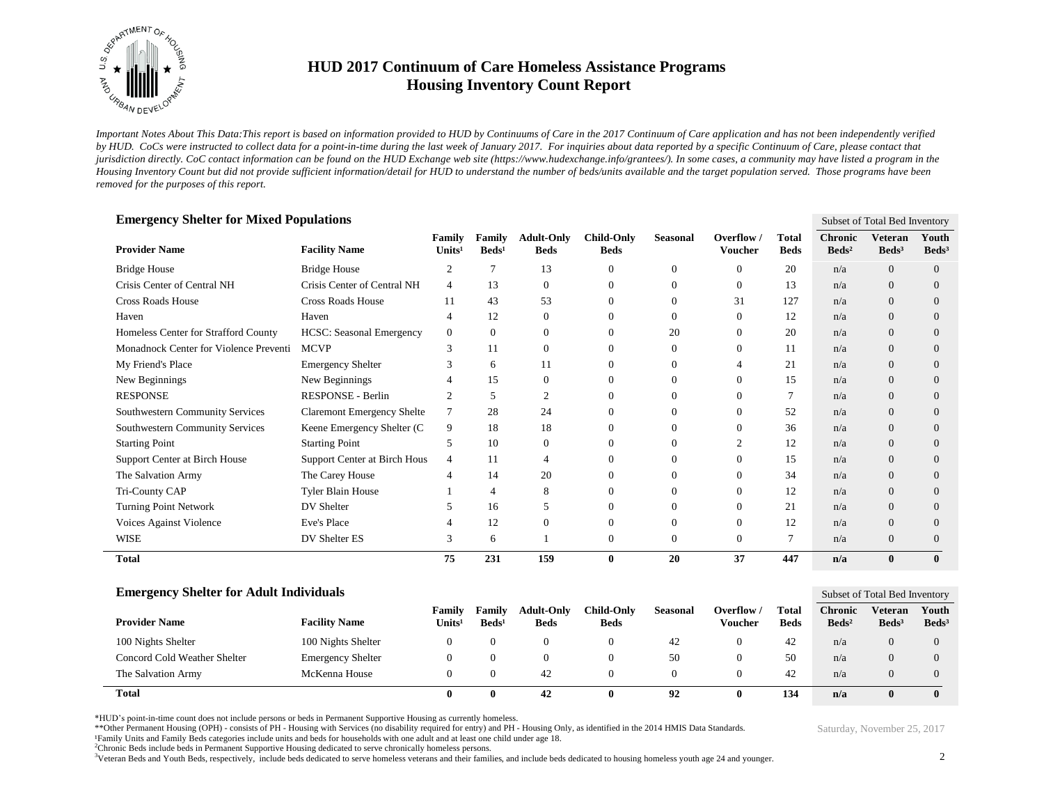# HUD 2017 Continuum of Care Homeless Assistance Programs
## Housing Inventory Count Report

*Important Notes About This Data:This report is based on information provided to HUD by Continuums of Care in the 2017 Continuum of Care application and has not been independently verified by HUD. CoCs were instructed to collect data for a point-in-time during the last week of January 2017. For inquiries about data reported by a specific Continuum of Care, please contact that jurisdiction directly. CoC contact information can be found on the HUD Exchange web site (https://www.hudexchange.info/grantees/). In some cases, a community may have listed a program in the Housing Inventory Count but did not provide sufficient information/detail for HUD to understand the number of beds/units available and the target population served. Those programs have been removed for the purposes of this report.*

### Emergency Shelter for Mixed Populations

| Provider Name | Facility Name | Family Units[1] | Family Beds[1] | Adult-Only Beds | Child-Only Beds | Seasonal | Overflow / Voucher | Total Beds | Subset of Total Bed Inventory: Chronic Beds[2] | Veteran Beds[3] | Youth Beds[3] |
|---|---|---|---|---|---|---|---|---|---|---|---|
| Bridge House | Bridge House | 2 | 7 | 13 | 0 | 0 | 0 | 20 | n/a | 0 | 0 |
| Crisis Center of Central NH | Crisis Center of Central NH | 4 | 13 | 0 | 0 | 0 | 0 | 13 | n/a | 0 | 0 |
| Cross Roads House | Cross Roads House | 11 | 43 | 53 | 0 | 0 | 31 | 127 | n/a | 0 | 0 |
| Haven | Haven | 4 | 12 | 0 | 0 | 0 | 0 | 12 | n/a | 0 | 0 |
| Homeless Center for Strafford County | HCSC: Seasonal Emergency | 0 | 0 | 0 | 0 | 20 | 0 | 20 | n/a | 0 | 0 |
| Monadnock Center for Violence Preventi | MCVP | 3 | 11 | 0 | 0 | 0 | 0 | 11 | n/a | 0 | 0 |
| My Friend's Place | Emergency Shelter | 3 | 6 | 11 | 0 | 0 | 4 | 21 | n/a | 0 | 0 |
| New Beginnings | New Beginnings | 4 | 15 | 0 | 0 | 0 | 0 | 15 | n/a | 0 | 0 |
| RESPONSE | RESPONSE - Berlin | 2 | 5 | 2 | 0 | 0 | 0 | 7 | n/a | 0 | 0 |
| Southwestern Community Services | Claremont Emergency Shelte | 7 | 28 | 24 | 0 | 0 | 0 | 52 | n/a | 0 | 0 |
| Southwestern Community Services | Keene Emergency Shelter (C | 9 | 18 | 18 | 0 | 0 | 0 | 36 | n/a | 0 | 0 |
| Starting Point | Starting Point | 5 | 10 | 0 | 0 | 0 | 2 | 12 | n/a | 0 | 0 |
| Support Center at Birch House | Support Center at Birch Hous | 4 | 11 | 4 | 0 | 0 | 0 | 15 | n/a | 0 | 0 |
| The Salvation Army | The Carey House | 4 | 14 | 20 | 0 | 0 | 0 | 34 | n/a | 0 | 0 |
| Tri-County CAP | Tyler Blain House | 1 | 4 | 8 | 0 | 0 | 0 | 12 | n/a | 0 | 0 |
| Turning Point Network | DV Shelter | 5 | 16 | 5 | 0 | 0 | 0 | 21 | n/a | 0 | 0 |
| Voices Against Violence | Eve's Place | 4 | 12 | 0 | 0 | 0 | 0 | 12 | n/a | 0 | 0 |
| WISE | DV Shelter ES | 3 | 6 | 1 | 0 | 0 | 0 | 7 | n/a | 0 | 0 |
| **Total** | | **75** | **231** | **159** | **0** | **20** | **37** | **447** | **n/a** | **0** | **0** |

### Emergency Shelter for Adult Individuals

| Provider Name | Facility Name | Family Units[1] | Family Beds[1] | Adult-Only Beds | Child-Only Beds | Seasonal | Overflow / Voucher | Total Beds | Subset of Total Bed Inventory: Chronic Beds[2] | Veteran Beds[3] | Youth Beds[3] |
|---|---|---|---|---|---|---|---|---|---|---|---|
| 100 Nights Shelter | 100 Nights Shelter | 0 | 0 | 0 | 0 | 42 | 0 | 42 | n/a | 0 | 0 |
| Concord Cold Weather Shelter | Emergency Shelter | 0 | 0 | 0 | 0 | 50 | 0 | 50 | n/a | 0 | 0 |
| The Salvation Army | McKenna House | 0 | 0 | 42 | 0 | 0 | 0 | 42 | n/a | 0 | 0 |
| **Total** | | **0** | **0** | **42** | **0** | **92** | **0** | **134** | **n/a** | **0** | **0** |

*HUD's point-in-time count does not include persons or beds in Permanent Supportive Housing as currently homeless.
**Other Permanent Housing (OPH) - consists of PH - Housing with Services (no disability required for entry) and PH - Housing Only, as identified in the 2014 HMIS Data Standards.
[1]Family Units and Family Beds categories include units and beds for households with one adult and at least one child under age 18.
[2]Chronic Beds include beds in Permanent Supportive Housing dedicated to serve chronically homeless persons.
[3]Veteran Beds and Youth Beds, respectively, include beds dedicated to serve homeless veterans and their families, and include beds dedicated to housing homeless youth age 24 and younger.

Saturday, November 25, 2017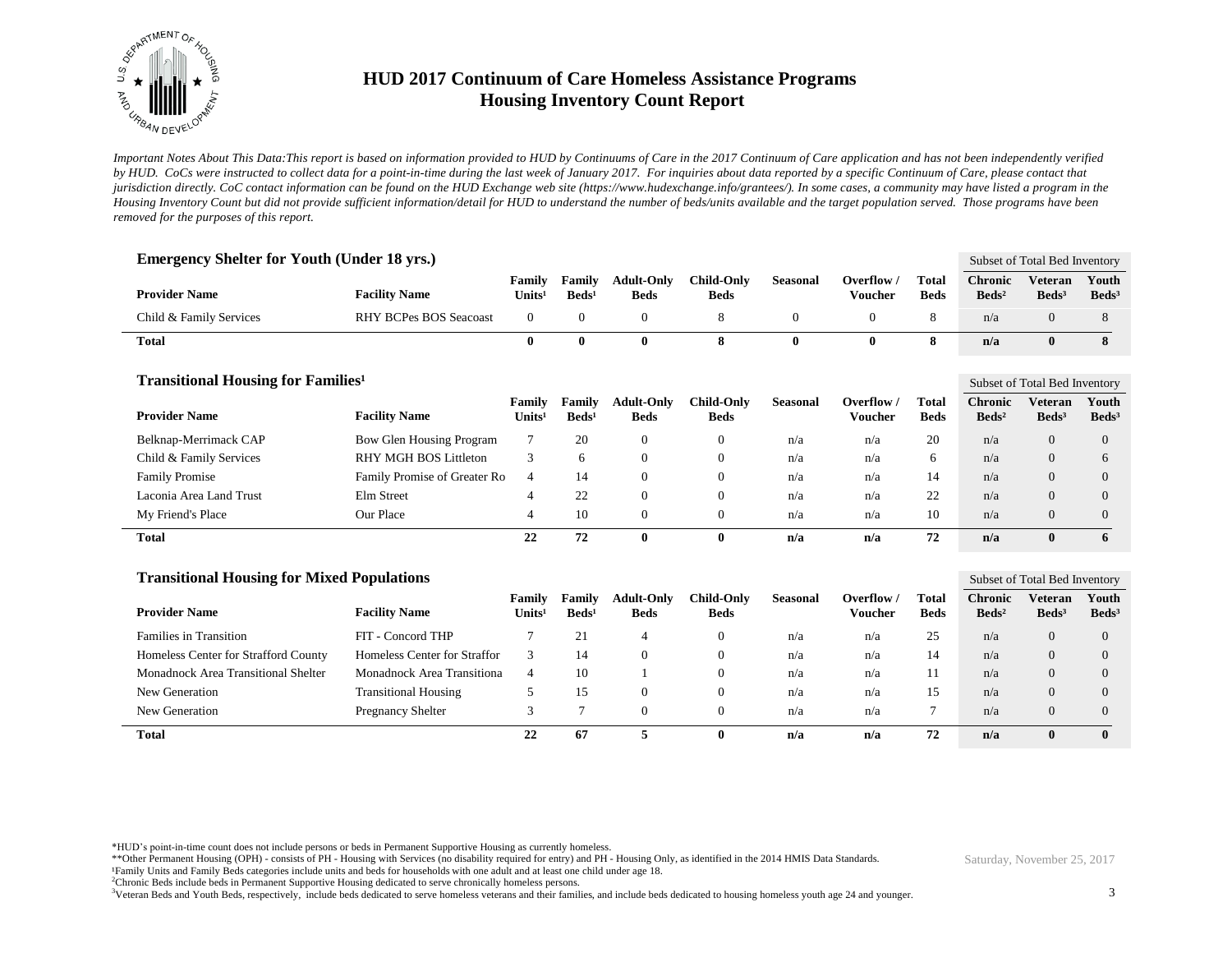# HUD 2017 Continuum of Care Homeless Assistance Programs
## Housing Inventory Count Report

*Important Notes About This Data:This report is based on information provided to HUD by Continuums of Care in the 2017 Continuum of Care application and has not been independently verified by HUD. CoCs were instructed to collect data for a point-in-time during the last week of January 2017. For inquiries about data reported by a specific Continuum of Care, please contact that jurisdiction directly. CoC contact information can be found on the HUD Exchange web site (https://www.hudexchange.info/grantees/). In some cases, a community may have listed a program in the Housing Inventory Count but did not provide sufficient information/detail for HUD to understand the number of beds/units available and the target population served. Those programs have been removed for the purposes of this report.*

### Emergency Shelter for Youth (Under 18 yrs.)

| Provider Name | Facility Name | Family Units[1] | Family Beds[1] | Adult-Only Beds | Child-Only Beds | Seasonal | Overflow / Voucher | Total Beds | Chronic Beds[2] | Veteran Beds[3] | Youth Beds[3] |
|---|---|---|---|---|---|---|---|---|---|---|---|
| | | | | | | | | | Subset of Total Bed Inventory | | |
| Child & Family Services | RHY BCPes BOS Seacoast | 0 | 0 | 0 | 8 | 0 | 0 | 8 | n/a | 0 | 8 |
| **Total** | | **0** | **0** | **0** | **8** | **0** | **0** | **8** | **n/a** | **0** | **8** |

### Transitional Housing for Families[1]

| Provider Name | Facility Name | Family Units[1] | Family Beds[1] | Adult-Only Beds | Child-Only Beds | Seasonal | Overflow / Voucher | Total Beds | Chronic Beds[2] | Veteran Beds[3] | Youth Beds[3] |
|---|---|---|---|---|---|---|---|---|---|---|---|
| | | | | | | | | | Subset of Total Bed Inventory | | |
| Belknap-Merrimack CAP | Bow Glen Housing Program | 7 | 20 | 0 | 0 | n/a | n/a | 20 | n/a | 0 | 0 |
| Child & Family Services | RHY MGH BOS Littleton | 3 | 6 | 0 | 0 | n/a | n/a | 6 | n/a | 0 | 6 |
| Family Promise | Family Promise of Greater Ro | 4 | 14 | 0 | 0 | n/a | n/a | 14 | n/a | 0 | 0 |
| Laconia Area Land Trust | Elm Street | 4 | 22 | 0 | 0 | n/a | n/a | 22 | n/a | 0 | 0 |
| My Friend's Place | Our Place | 4 | 10 | 0 | 0 | n/a | n/a | 10 | n/a | 0 | 0 |
| **Total** | | **22** | **72** | **0** | **0** | **n/a** | **n/a** | **72** | **n/a** | **0** | **6** |

### Transitional Housing for Mixed Populations

| Provider Name | Facility Name | Family Units[1] | Family Beds[1] | Adult-Only Beds | Child-Only Beds | Seasonal | Overflow / Voucher | Total Beds | Chronic Beds[2] | Veteran Beds[3] | Youth Beds[3] |
|---|---|---|---|---|---|---|---|---|---|---|---|
| | | | | | | | | | Subset of Total Bed Inventory | | |
| Families in Transition | FIT - Concord THP | 7 | 21 | 4 | 0 | n/a | n/a | 25 | n/a | 0 | 0 |
| Homeless Center for Strafford County | Homeless Center for Straffor | 3 | 14 | 0 | 0 | n/a | n/a | 14 | n/a | 0 | 0 |
| Monadnock Area Transitional Shelter | Monadnock Area Transitiona | 4 | 10 | 1 | 0 | n/a | n/a | 11 | n/a | 0 | 0 |
| New Generation | Transitional Housing | 5 | 15 | 0 | 0 | n/a | n/a | 15 | n/a | 0 | 0 |
| New Generation | Pregnancy Shelter | 3 | 7 | 0 | 0 | n/a | n/a | 7 | n/a | 0 | 0 |
| **Total** | | **22** | **67** | **5** | **0** | **n/a** | **n/a** | **72** | **n/a** | **0** | **0** |

*HUD's point-in-time count does not include persons or beds in Permanent Supportive Housing as currently homeless.

**Other Permanent Housing (OPH) - consists of PH - Housing with Services (no disability required for entry) and PH - Housing Only, as identified in the 2014 HMIS Data Standards.

[1]Family Units and Family Beds categories include units and beds for households with one adult and at least one child under age 18.

[2]Chronic Beds include beds in Permanent Supportive Housing dedicated to serve chronically homeless persons.

[3]Veteran Beds and Youth Beds, respectively, include beds dedicated to serve homeless veterans and their families, and include beds dedicated to housing homeless youth age 24 and younger.

Saturday, November 25, 2017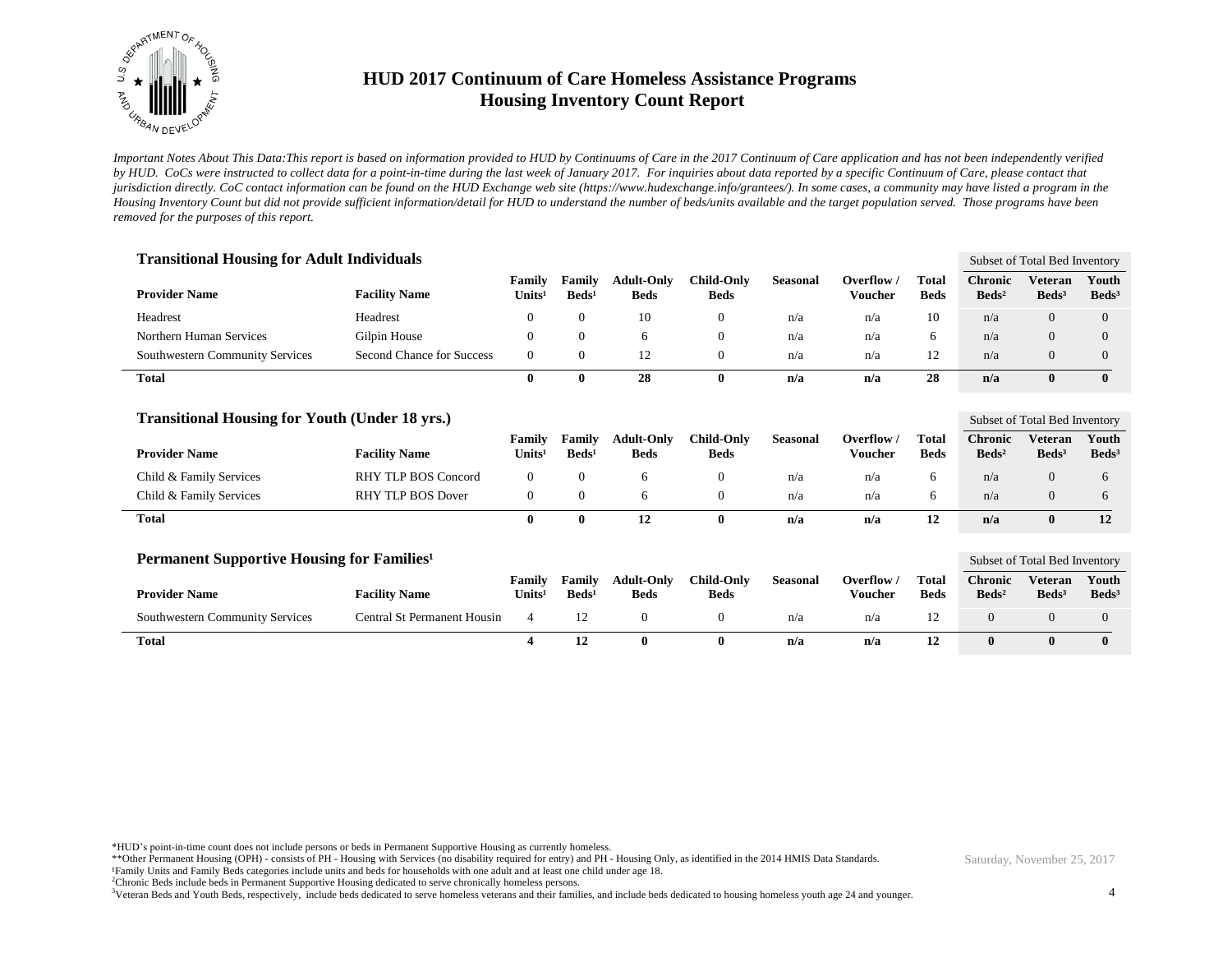# HUD 2017 Continuum of Care Homeless Assistance Programs
## Housing Inventory Count Report

*Important Notes About This Data:This report is based on information provided to HUD by Continuums of Care in the 2017 Continuum of Care application and has not been independently verified by HUD. CoCs were instructed to collect data for a point-in-time during the last week of January 2017. For inquiries about data reported by a specific Continuum of Care, please contact that jurisdiction directly. CoC contact information can be found on the HUD Exchange web site (https://www.hudexchange.info/grantees/). In some cases, a community may have listed a program in the Housing Inventory Count but did not provide sufficient information/detail for HUD to understand the number of beds/units available and the target population served. Those programs have been removed for the purposes of this report.*

### Transitional Housing for Adult Individuals

| Provider Name | Facility Name | Family Units[1] | Family Beds[1] | Adult-Only Beds | Child-Only Beds | Seasonal | Overflow / Voucher | Total Beds | Subset of Total Bed Inventory: Chronic Beds[2] | Veteran Beds[3] | Youth Beds[3] |
|---|---|---|---|---|---|---|---|---|---|---|---|
| Headrest | Headrest | 0 | 0 | 10 | 0 | n/a | n/a | 10 | n/a | 0 | 0 |
| Northern Human Services | Gilpin House | 0 | 0 | 6 | 0 | n/a | n/a | 6 | n/a | 0 | 0 |
| Southwestern Community Services | Second Chance for Success | 0 | 0 | 12 | 0 | n/a | n/a | 12 | n/a | 0 | 0 |
| **Total** | | **0** | **0** | **28** | **0** | **n/a** | **n/a** | **28** | **n/a** | **0** | **0** |

### Transitional Housing for Youth (Under 18 yrs.)

| Provider Name | Facility Name | Family Units[1] | Family Beds[1] | Adult-Only Beds | Child-Only Beds | Seasonal | Overflow / Voucher | Total Beds | Subset of Total Bed Inventory: Chronic Beds[2] | Veteran Beds[3] | Youth Beds[3] |
|---|---|---|---|---|---|---|---|---|---|---|---|
| Child & Family Services | RHY TLP BOS Concord | 0 | 0 | 6 | 0 | n/a | n/a | 6 | n/a | 0 | 6 |
| Child & Family Services | RHY TLP BOS Dover | 0 | 0 | 6 | 0 | n/a | n/a | 6 | n/a | 0 | 6 |
| **Total** | | **0** | **0** | **12** | **0** | **n/a** | **n/a** | **12** | **n/a** | **0** | **12** |

### Permanent Supportive Housing for Families[1]

| Provider Name | Facility Name | Family Units[1] | Family Beds[1] | Adult-Only Beds | Child-Only Beds | Seasonal | Overflow / Voucher | Total Beds | Subset of Total Bed Inventory: Chronic Beds[2] | Veteran Beds[3] | Youth Beds[3] |
|---|---|---|---|---|---|---|---|---|---|---|---|
| Southwestern Community Services | Central St Permanent Housin | 4 | 12 | 0 | 0 | n/a | n/a | 12 | 0 | 0 | 0 |
| **Total** | | **4** | **12** | **0** | **0** | **n/a** | **n/a** | **12** | **0** | **0** | **0** |

*HUD's point-in-time count does not include persons or beds in Permanent Supportive Housing as currently homeless.

**Other Permanent Housing (OPH) - consists of PH - Housing with Services (no disability required for entry) and PH - Housing Only, as identified in the 2014 HMIS Data Standards.

[1]Family Units and Family Beds categories include units and beds for households with one adult and at least one child under age 18.

[2]Chronic Beds include beds in Permanent Supportive Housing dedicated to serve chronically homeless persons.

[3]Veteran Beds and Youth Beds, respectively, include beds dedicated to serve homeless veterans and their families, and include beds dedicated to housing homeless youth age 24 and younger.

Saturday, November 25, 2017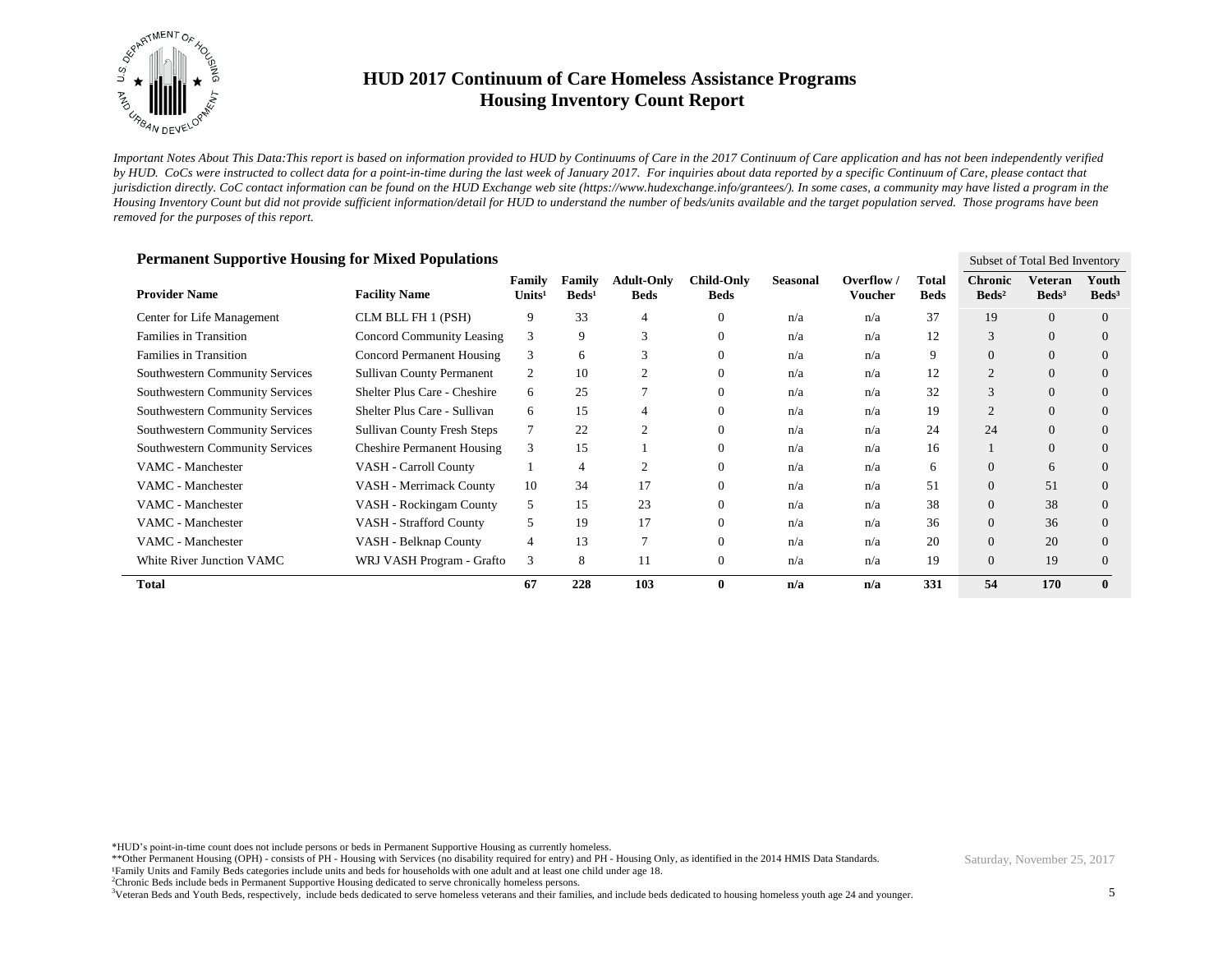# HUD 2017 Continuum of Care Homeless Assistance Programs
## Housing Inventory Count Report

*Important Notes About This Data:This report is based on information provided to HUD by Continuums of Care in the 2017 Continuum of Care application and has not been independently verified by HUD. CoCs were instructed to collect data for a point-in-time during the last week of January 2017. For inquiries about data reported by a specific Continuum of Care, please contact that jurisdiction directly. CoC contact information can be found on the HUD Exchange web site (https://www.hudexchange.info/grantees/). In some cases, a community may have listed a program in the Housing Inventory Count but did not provide sufficient information/detail for HUD to understand the number of beds/units available and the target population served. Those programs have been removed for the purposes of this report.*

### Permanent Supportive Housing for Mixed Populations

| | | | | | | | | | Subset of Total Bed Inventory | | |
|---|---|---|---|---|---|---|---|---|---|---|---|
| **Provider Name** | **Facility Name** | **Family Units[1]** | **Family Beds[1]** | **Adult-Only Beds** | **Child-Only Beds** | **Seasonal** | **Overflow / Voucher** | **Total Beds** | **Chronic Beds[2]** | **Veteran Beds[3]** | **Youth Beds[3]** |
| Center for Life Management | CLM BLL FH 1 (PSH) | 9 | 33 | 4 | 0 | n/a | n/a | 37 | 19 | 0 | 0 |
| Families in Transition | Concord Community Leasing | 3 | 9 | 3 | 0 | n/a | n/a | 12 | 3 | 0 | 0 |
| Families in Transition | Concord Permanent Housing | 3 | 6 | 3 | 0 | n/a | n/a | 9 | 0 | 0 | 0 |
| Southwestern Community Services | Sullivan County Permanent | 2 | 10 | 2 | 0 | n/a | n/a | 12 | 2 | 0 | 0 |
| Southwestern Community Services | Shelter Plus Care - Cheshire | 6 | 25 | 7 | 0 | n/a | n/a | 32 | 3 | 0 | 0 |
| Southwestern Community Services | Shelter Plus Care - Sullivan | 6 | 15 | 4 | 0 | n/a | n/a | 19 | 2 | 0 | 0 |
| Southwestern Community Services | Sullivan County Fresh Steps | 7 | 22 | 2 | 0 | n/a | n/a | 24 | 24 | 0 | 0 |
| Southwestern Community Services | Cheshire Permanent Housing | 3 | 15 | 1 | 0 | n/a | n/a | 16 | 1 | 0 | 0 |
| VAMC - Manchester | VASH - Carroll County | 1 | 4 | 2 | 0 | n/a | n/a | 6 | 0 | 6 | 0 |
| VAMC - Manchester | VASH - Merrimack County | 10 | 34 | 17 | 0 | n/a | n/a | 51 | 0 | 51 | 0 |
| VAMC - Manchester | VASH - Rockingam County | 5 | 15 | 23 | 0 | n/a | n/a | 38 | 0 | 38 | 0 |
| VAMC - Manchester | VASH - Strafford County | 5 | 19 | 17 | 0 | n/a | n/a | 36 | 0 | 36 | 0 |
| VAMC - Manchester | VASH - Belknap County | 4 | 13 | 7 | 0 | n/a | n/a | 20 | 0 | 20 | 0 |
| White River Junction VAMC | WRJ VASH Program - Grafto | 3 | 8 | 11 | 0 | n/a | n/a | 19 | 0 | 19 | 0 |
| **Total** | | **67** | **228** | **103** | **0** | **n/a** | **n/a** | **331** | **54** | **170** | **0** |

*HUD's point-in-time count does not include persons or beds in Permanent Supportive Housing as currently homeless.

**Other Permanent Housing (OPH) - consists of PH - Housing with Services (no disability required for entry) and PH - Housing Only, as identified in the 2014 HMIS Data Standards.

[1]Family Units and Family Beds categories include units and beds for households with one adult and at least one child under age 18.

[2]Chronic Beds include beds in Permanent Supportive Housing dedicated to serve chronically homeless persons.

[3]Veteran Beds and Youth Beds, respectively, include beds dedicated to serve homeless veterans and their families, and include beds dedicated to housing homeless youth age 24 and younger.

Saturday, November 25, 2017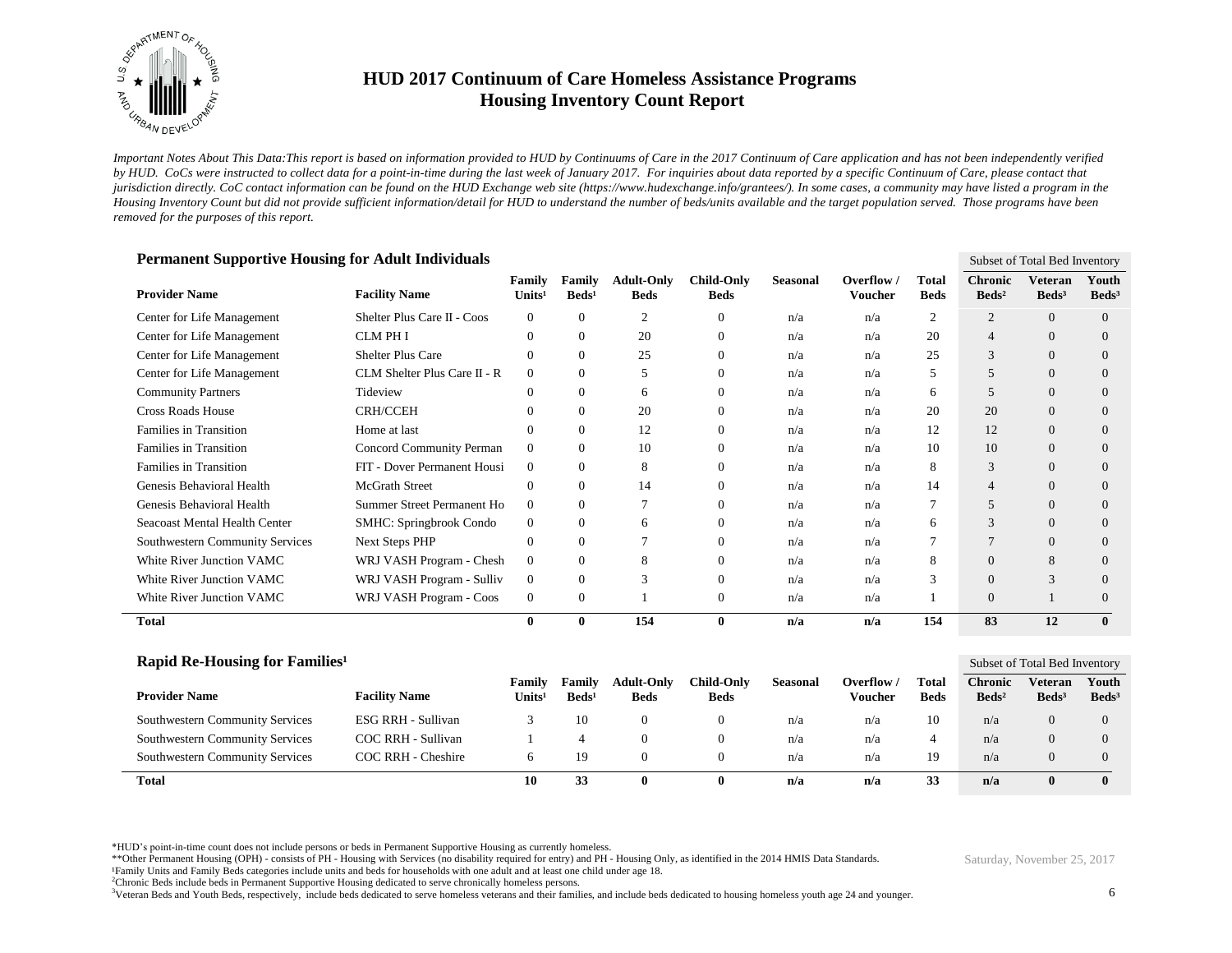# HUD 2017 Continuum of Care Homeless Assistance Programs
## Housing Inventory Count Report

*Important Notes About This Data:This report is based on information provided to HUD by Continuums of Care in the 2017 Continuum of Care application and has not been independently verified by HUD. CoCs were instructed to collect data for a point-in-time during the last week of January 2017. For inquiries about data reported by a specific Continuum of Care, please contact that jurisdiction directly. CoC contact information can be found on the HUD Exchange web site (https://www.hudexchange.info/grantees/). In some cases, a community may have listed a program in the Housing Inventory Count but did not provide sufficient information/detail for HUD to understand the number of beds/units available and the target population served. Those programs have been removed for the purposes of this report.*

### Permanent Supportive Housing for Adult Individuals

| | | | | | | | | | Subset of Total Bed Inventory | | |
|---|---|---|---|---|---|---|---|---|---|---|---|
| **Provider Name** | **Facility Name** | **Family Units[1]** | **Family Beds[1]** | **Adult-Only Beds** | **Child-Only Beds** | **Seasonal** | **Overflow / Voucher** | **Total Beds** | **Chronic Beds[2]** | **Veteran Beds[3]** | **Youth Beds[3]** |
| Center for Life Management | Shelter Plus Care II - Coos | 0 | 0 | 2 | 0 | n/a | n/a | 2 | 2 | 0 | 0 |
| Center for Life Management | CLM PH I | 0 | 0 | 20 | 0 | n/a | n/a | 20 | 4 | 0 | 0 |
| Center for Life Management | Shelter Plus Care | 0 | 0 | 25 | 0 | n/a | n/a | 25 | 3 | 0 | 0 |
| Center for Life Management | CLM Shelter Plus Care II - R | 0 | 0 | 5 | 0 | n/a | n/a | 5 | 5 | 0 | 0 |
| Community Partners | Tideview | 0 | 0 | 6 | 0 | n/a | n/a | 6 | 5 | 0 | 0 |
| Cross Roads House | CRH/CCEH | 0 | 0 | 20 | 0 | n/a | n/a | 20 | 20 | 0 | 0 |
| Families in Transition | Home at last | 0 | 0 | 12 | 0 | n/a | n/a | 12 | 12 | 0 | 0 |
| Families in Transition | Concord Community Perman | 0 | 0 | 10 | 0 | n/a | n/a | 10 | 10 | 0 | 0 |
| Families in Transition | FIT - Dover Permanent Housi | 0 | 0 | 8 | 0 | n/a | n/a | 8 | 3 | 0 | 0 |
| Genesis Behavioral Health | McGrath Street | 0 | 0 | 14 | 0 | n/a | n/a | 14 | 4 | 0 | 0 |
| Genesis Behavioral Health | Summer Street Permanent Ho | 0 | 0 | 7 | 0 | n/a | n/a | 7 | 5 | 0 | 0 |
| Seacoast Mental Health Center | SMHC: Springbrook Condo | 0 | 0 | 6 | 0 | n/a | n/a | 6 | 3 | 0 | 0 |
| Southwestern Community Services | Next Steps PHP | 0 | 0 | 7 | 0 | n/a | n/a | 7 | 7 | 0 | 0 |
| White River Junction VAMC | WRJ VASH Program - Chesh | 0 | 0 | 8 | 0 | n/a | n/a | 8 | 0 | 8 | 0 |
| White River Junction VAMC | WRJ VASH Program - Sulliv | 0 | 0 | 3 | 0 | n/a | n/a | 3 | 0 | 3 | 0 |
| White River Junction VAMC | WRJ VASH Program - Coos | 0 | 0 | 1 | 0 | n/a | n/a | 1 | 0 | 1 | 0 |
| **Total** | | **0** | **0** | **154** | **0** | **n/a** | **n/a** | **154** | **83** | **12** | **0** |

### Rapid Re-Housing for Families[1]

| | | | | | | | | | Subset of Total Bed Inventory | | |
|---|---|---|---|---|---|---|---|---|---|---|---|
| **Provider Name** | **Facility Name** | **Family Units[1]** | **Family Beds[1]** | **Adult-Only Beds** | **Child-Only Beds** | **Seasonal** | **Overflow / Voucher** | **Total Beds** | **Chronic Beds[2]** | **Veteran Beds[3]** | **Youth Beds[3]** |
| Southwestern Community Services | ESG RRH - Sullivan | 3 | 10 | 0 | 0 | n/a | n/a | 10 | n/a | 0 | 0 |
| Southwestern Community Services | COC RRH - Sullivan | 1 | 4 | 0 | 0 | n/a | n/a | 4 | n/a | 0 | 0 |
| Southwestern Community Services | COC RRH - Cheshire | 6 | 19 | 0 | 0 | n/a | n/a | 19 | n/a | 0 | 0 |
| **Total** | | **10** | **33** | **0** | **0** | **n/a** | **n/a** | **33** | **n/a** | **0** | **0** |

*HUD's point-in-time count does not include persons or beds in Permanent Supportive Housing as currently homeless.
**Other Permanent Housing (OPH) - consists of PH - Housing with Services (no disability required for entry) and PH - Housing Only, as identified in the 2014 HMIS Data Standards.
[1]Family Units and Family Beds categories include units and beds for households with one adult and at least one child under age 18.
[2]Chronic Beds include beds in Permanent Supportive Housing dedicated to serve chronically homeless persons.
[3]Veteran Beds and Youth Beds, respectively, include beds dedicated to serve homeless veterans and their families, and include beds dedicated to housing homeless youth age 24 and younger.

Saturday, November 25, 2017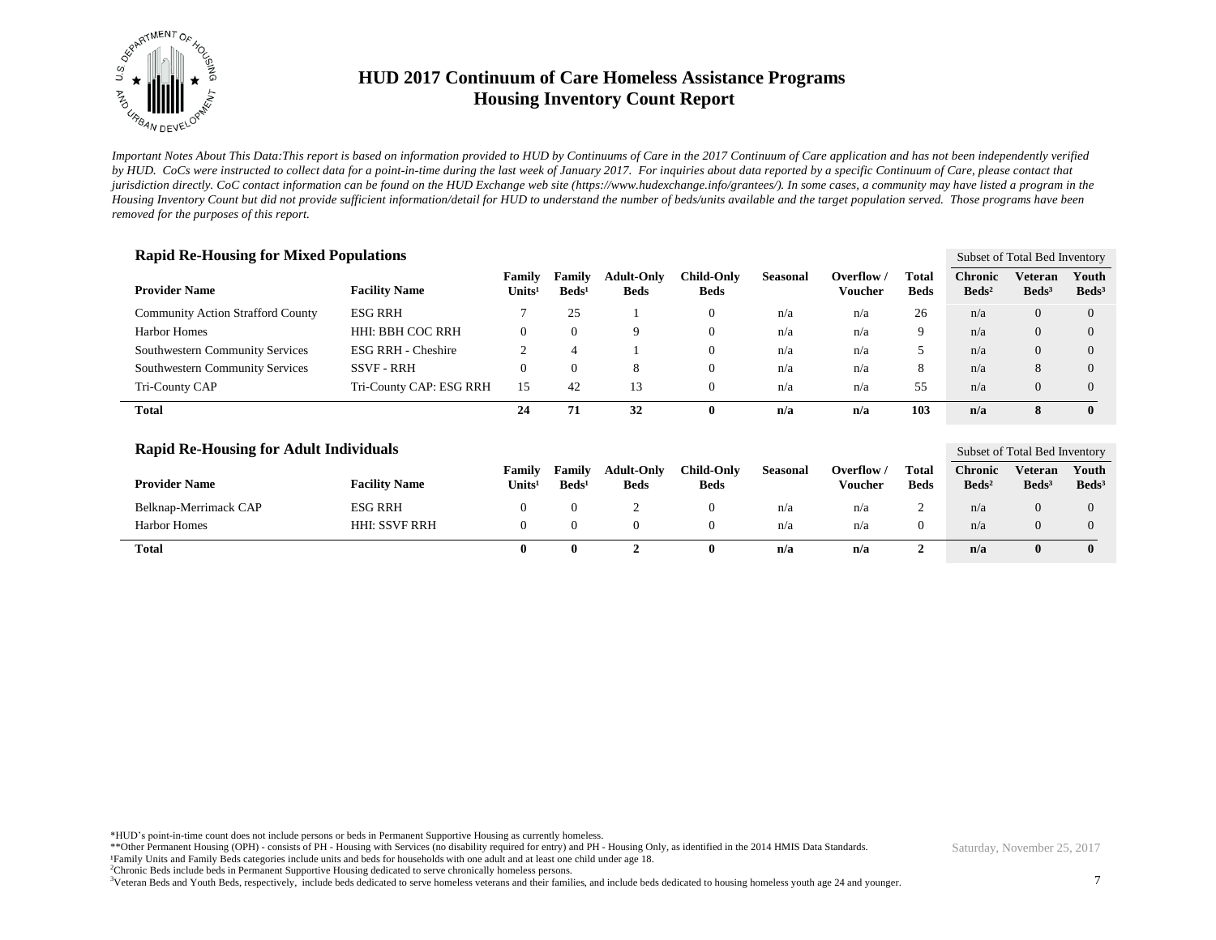# HUD 2017 Continuum of Care Homeless Assistance Programs
# Housing Inventory Count Report

*Important Notes About This Data:This report is based on information provided to HUD by Continuums of Care in the 2017 Continuum of Care application and has not been independently verified by HUD. CoCs were instructed to collect data for a point-in-time during the last week of January 2017. For inquiries about data reported by a specific Continuum of Care, please contact that jurisdiction directly. CoC contact information can be found on the HUD Exchange web site (https://www.hudexchange.info/grantees/). In some cases, a community may have listed a program in the Housing Inventory Count but did not provide sufficient information/detail for HUD to understand the number of beds/units available and the target population served. Those programs have been removed for the purposes of this report.*

## Rapid Re-Housing for Mixed Populations

| | | | | | | | | | Subset of Total Bed Inventory | | |
|---|---|---|---|---|---|---|---|---|---|---|---|
| **Provider Name** | **Facility Name** | **Family Units[1]** | **Family Beds[1]** | **Adult-Only Beds** | **Child-Only Beds** | **Seasonal** | **Overflow / Voucher** | **Total Beds** | **Chronic Beds[2]** | **Veteran Beds[3]** | **Youth Beds[3]** |
| Community Action Strafford County | ESG RRH | 7 | 25 | 1 | 0 | n/a | n/a | 26 | n/a | 0 | 0 |
| Harbor Homes | HHI: BBH COC RRH | 0 | 0 | 9 | 0 | n/a | n/a | 9 | n/a | 0 | 0 |
| Southwestern Community Services | ESG RRH - Cheshire | 2 | 4 | 1 | 0 | n/a | n/a | 5 | n/a | 0 | 0 |
| Southwestern Community Services | SSVF - RRH | 0 | 0 | 8 | 0 | n/a | n/a | 8 | n/a | 8 | 0 |
| Tri-County CAP | Tri-County CAP: ESG RRH | 15 | 42 | 13 | 0 | n/a | n/a | 55 | n/a | 0 | 0 |
| **Total** | | **24** | **71** | **32** | **0** | **n/a** | **n/a** | **103** | **n/a** | **8** | **0** |

## Rapid Re-Housing for Adult Individuals

| | | | | | | | | | Subset of Total Bed Inventory | | |
|---|---|---|---|---|---|---|---|---|---|---|---|
| **Provider Name** | **Facility Name** | **Family Units[1]** | **Family Beds[1]** | **Adult-Only Beds** | **Child-Only Beds** | **Seasonal** | **Overflow / Voucher** | **Total Beds** | **Chronic Beds[2]** | **Veteran Beds[3]** | **Youth Beds[3]** |
| Belknap-Merrimack CAP | ESG RRH | 0 | 0 | 2 | 0 | n/a | n/a | 2 | n/a | 0 | 0 |
| Harbor Homes | HHI: SSVF RRH | 0 | 0 | 0 | 0 | n/a | n/a | 0 | n/a | 0 | 0 |
| **Total** | | **0** | **0** | **2** | **0** | **n/a** | **n/a** | **2** | **n/a** | **0** | **0** |

*HUD's point-in-time count does not include persons or beds in Permanent Supportive Housing as currently homeless.

**Other Permanent Housing (OPH) - consists of PH - Housing with Services (no disability required for entry) and PH - Housing Only, as identified in the 2014 HMIS Data Standards.

[1]Family Units and Family Beds categories include units and beds for households with one adult and at least one child under age 18.

[2]Chronic Beds include beds in Permanent Supportive Housing dedicated to serve chronically homeless persons.

[3]Veteran Beds and Youth Beds, respectively, include beds dedicated to serve homeless veterans and their families, and include beds dedicated to housing homeless youth age 24 and younger.

Saturday, November 25, 2017